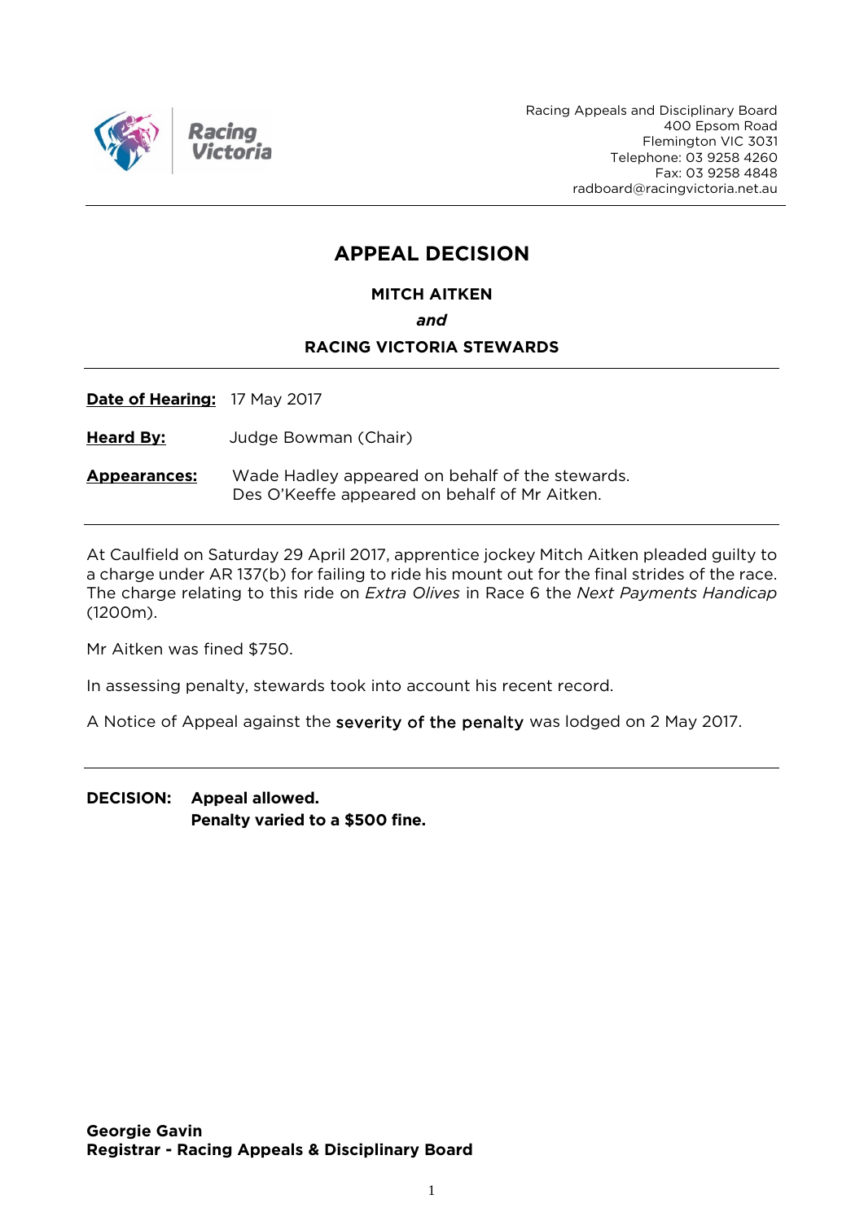Racing Appeals and Disciplinary Board
400 Epsom Road
Flemington VIC 3031
Telephone: 03 9258 4260
Fax: 03 9258 4848
radboard@racingvictoria.net.au

# APPEAL DECISION

**MITCH AITKEN**

***and***

**RACING VICTORIA STEWARDS**

---

**Date of Hearing:** 17 May 2017

**Heard By:** Judge Bowman (Chair)

**Appearances:** Wade Hadley appeared on behalf of the stewards.
Des O'Keeffe appeared on behalf of Mr Aitken.

---

At Caulfield on Saturday 29 April 2017, apprentice jockey Mitch Aitken pleaded guilty to a charge under AR 137(b) for failing to ride his mount out for the final strides of the race. The charge relating to this ride on *Extra Olives* in Race 6 the *Next Payments Handicap* (1200m).

Mr Aitken was fined $750.

In assessing penalty, stewards took into account his recent record.

A Notice of Appeal against the severity of the penalty was lodged on 2 May 2017.

---

**DECISION: Appeal allowed.**
**Penalty varied to a $500 fine.**

**Georgie Gavin**
**Registrar - Racing Appeals & Disciplinary Board**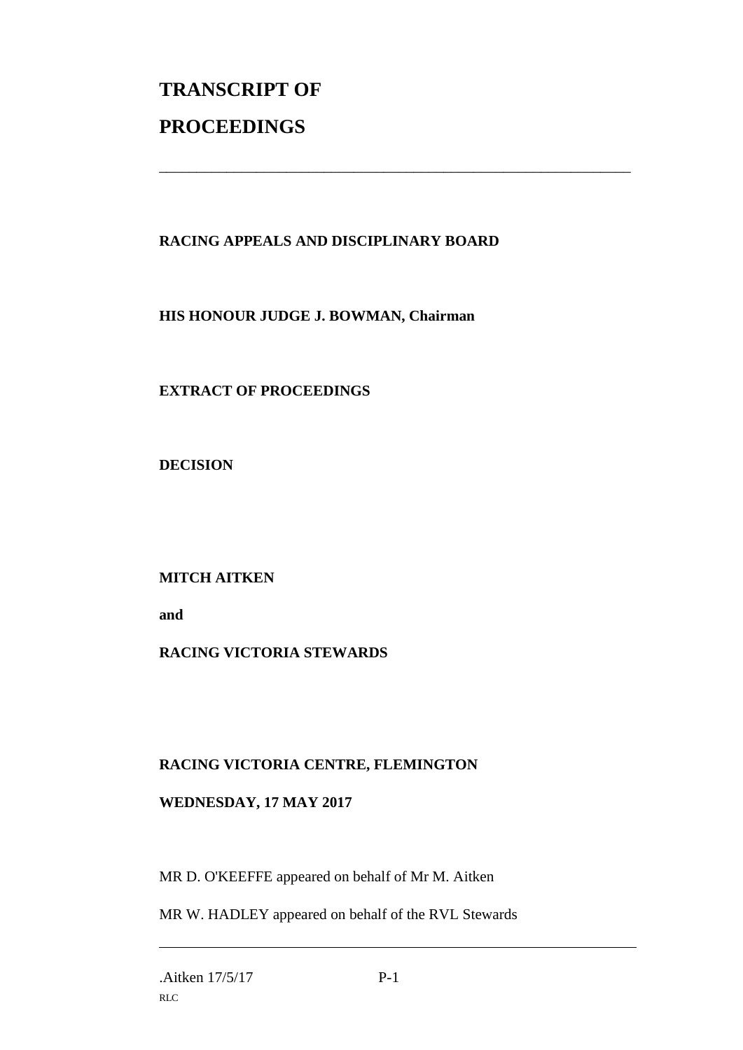# TRANSCRIPT OF PROCEEDINGS

---

**RACING APPEALS AND DISCIPLINARY BOARD**

**HIS HONOUR JUDGE J. BOWMAN, Chairman**

**EXTRACT OF PROCEEDINGS**

**DECISION**

**MITCH AITKEN**

**and**

**RACING VICTORIA STEWARDS**

**RACING VICTORIA CENTRE, FLEMINGTON**

**WEDNESDAY, 17 MAY 2017**

MR D. O'KEEFFE appeared on behalf of Mr M. Aitken

MR W. HADLEY appeared on behalf of the RVL Stewards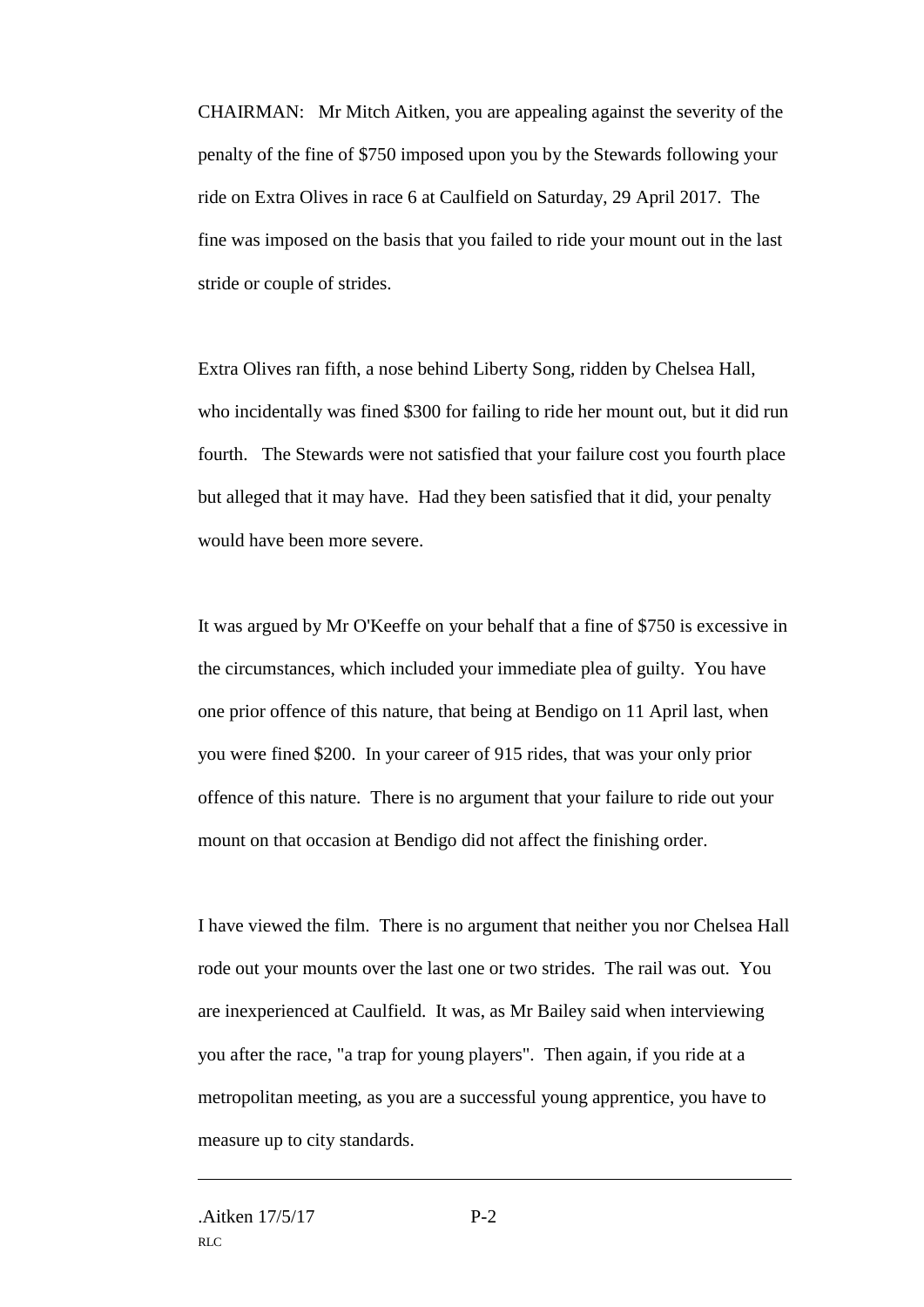CHAIRMAN: Mr Mitch Aitken, you are appealing against the severity of the penalty of the fine of $750 imposed upon you by the Stewards following your ride on Extra Olives in race 6 at Caulfield on Saturday, 29 April 2017. The fine was imposed on the basis that you failed to ride your mount out in the last stride or couple of strides.

Extra Olives ran fifth, a nose behind Liberty Song, ridden by Chelsea Hall, who incidentally was fined $300 for failing to ride her mount out, but it did run fourth. The Stewards were not satisfied that your failure cost you fourth place but alleged that it may have. Had they been satisfied that it did, your penalty would have been more severe.

It was argued by Mr O'Keeffe on your behalf that a fine of $750 is excessive in the circumstances, which included your immediate plea of guilty. You have one prior offence of this nature, that being at Bendigo on 11 April last, when you were fined $200. In your career of 915 rides, that was your only prior offence of this nature. There is no argument that your failure to ride out your mount on that occasion at Bendigo did not affect the finishing order.

I have viewed the film. There is no argument that neither you nor Chelsea Hall rode out your mounts over the last one or two strides. The rail was out. You are inexperienced at Caulfield. It was, as Mr Bailey said when interviewing you after the race, "a trap for young players". Then again, if you ride at a metropolitan meeting, as you are a successful young apprentice, you have to measure up to city standards.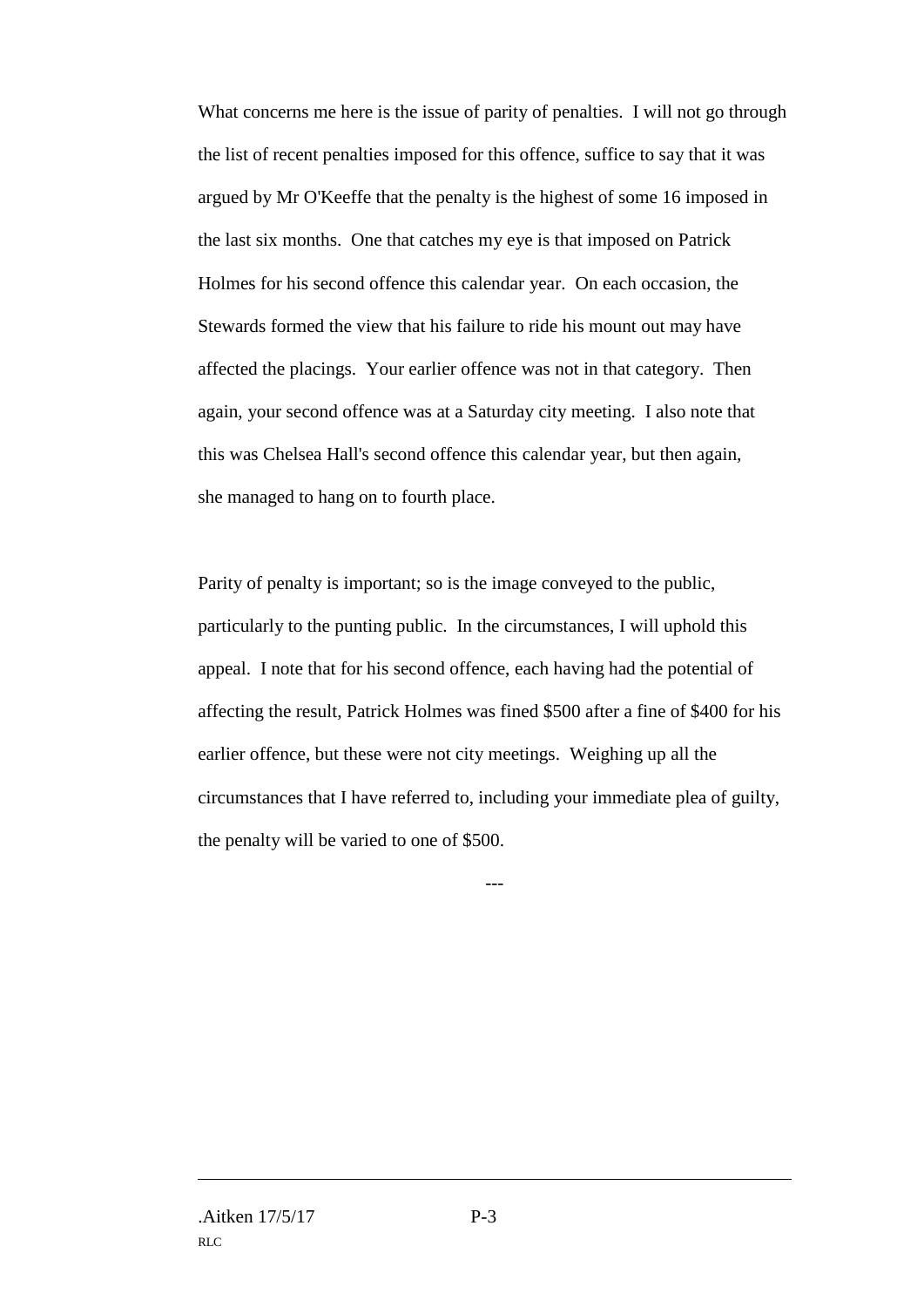What concerns me here is the issue of parity of penalties. I will not go through the list of recent penalties imposed for this offence, suffice to say that it was argued by Mr O'Keeffe that the penalty is the highest of some 16 imposed in the last six months. One that catches my eye is that imposed on Patrick Holmes for his second offence this calendar year. On each occasion, the Stewards formed the view that his failure to ride his mount out may have affected the placings. Your earlier offence was not in that category. Then again, your second offence was at a Saturday city meeting. I also note that this was Chelsea Hall's second offence this calendar year, but then again, she managed to hang on to fourth place.

Parity of penalty is important; so is the image conveyed to the public, particularly to the punting public. In the circumstances, I will uphold this appeal. I note that for his second offence, each having had the potential of affecting the result, Patrick Holmes was fined $500 after a fine of $400 for his earlier offence, but these were not city meetings. Weighing up all the circumstances that I have referred to, including your immediate plea of guilty, the penalty will be varied to one of $500.

---